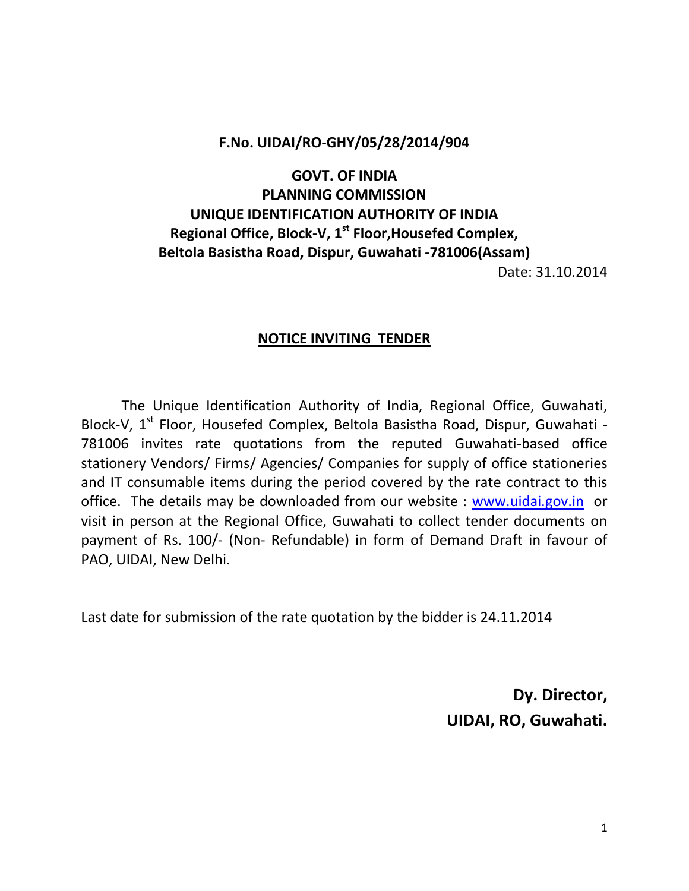**F.No. UIDAI/RO-GHY/05/28/2014/904**

**GOVT. OF INDIA**
**PLANNING COMMISSION**
**UNIQUE IDENTIFICATION AUTHORITY OF INDIA**
**Regional Office, Block-V, 1st Floor,Housefed Complex,**
**Beltola Basistha Road, Dispur, Guwahati -781006(Assam)**

Date: 31.10.2014

## NOTICE INVITING TENDER

The Unique Identification Authority of India, Regional Office, Guwahati, Block-V, 1st Floor, Housefed Complex, Beltola Basistha Road, Dispur, Guwahati -781006 invites rate quotations from the reputed Guwahati-based office stationery Vendors/ Firms/ Agencies/ Companies for supply of office stationeries and IT consumable items during the period covered by the rate contract to this office. The details may be downloaded from our website : www.uidai.gov.in or visit in person at the Regional Office, Guwahati to collect tender documents on payment of Rs. 100/- (Non- Refundable) in form of Demand Draft in favour of PAO, UIDAI, New Delhi.

Last date for submission of the rate quotation by the bidder is 24.11.2014

**Dy. Director,**
**UIDAI, RO, Guwahati.**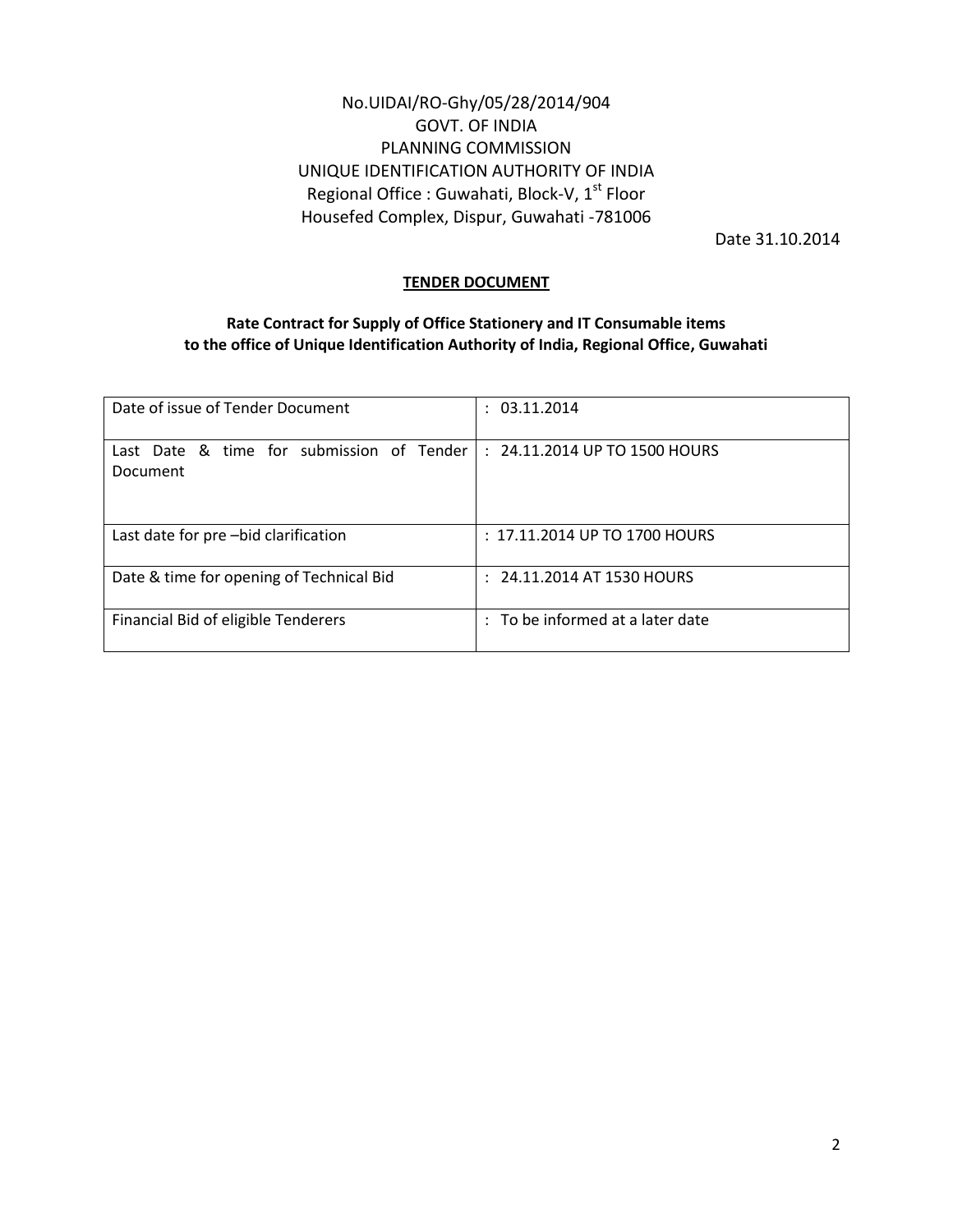No.UIDAI/RO-Ghy/05/28/2014/904
GOVT. OF INDIA
PLANNING COMMISSION
UNIQUE IDENTIFICATION AUTHORITY OF INDIA
Regional Office : Guwahati, Block-V, 1st Floor
Housefed Complex, Dispur, Guwahati -781006

Date 31.10.2014

## TENDER DOCUMENT

**Rate Contract for Supply of Office Stationery and IT Consumable items to the office of Unique Identification Authority of India, Regional Office, Guwahati**

| | |
|---|---|
| Date of issue of Tender Document | : 03.11.2014 |
| Last Date & time for submission of Tender Document | : 24.11.2014 UP TO 1500 HOURS |
| Last date for pre –bid clarification | : 17.11.2014 UP TO 1700 HOURS |
| Date & time for opening of Technical Bid | : 24.11.2014 AT 1530 HOURS |
| Financial Bid of eligible Tenderers | : To be informed at a later date |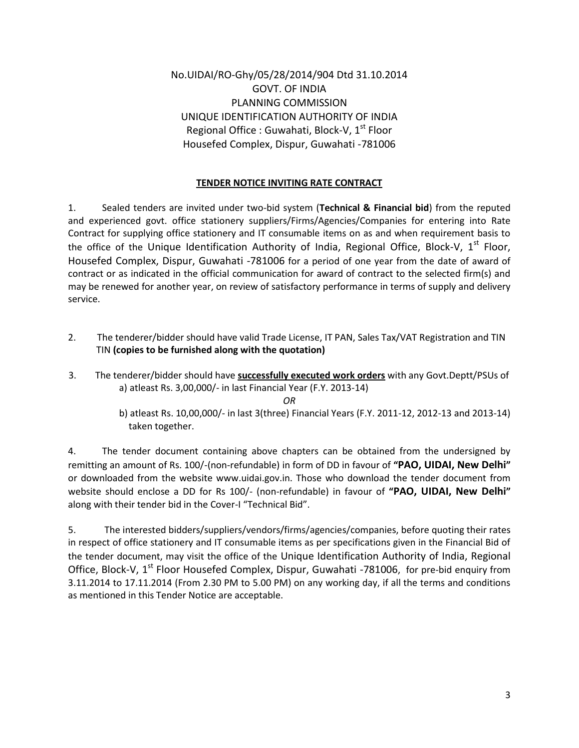No.UIDAI/RO-Ghy/05/28/2014/904 Dtd 31.10.2014
GOVT. OF INDIA
PLANNING COMMISSION
UNIQUE IDENTIFICATION AUTHORITY OF INDIA
Regional Office : Guwahati, Block-V, 1st Floor
Housefed Complex, Dispur, Guwahati -781006

**TENDER NOTICE INVITING RATE CONTRACT**

1. Sealed tenders are invited under two-bid system (**Technical & Financial bid**) from the reputed and experienced govt. office stationery suppliers/Firms/Agencies/Companies for entering into Rate Contract for supplying office stationery and IT consumable items on as and when requirement basis to the office of the Unique Identification Authority of India, Regional Office, Block-V, 1st Floor, Housefed Complex, Dispur, Guwahati -781006 for a period of one year from the date of award of contract or as indicated in the official communication for award of contract to the selected firm(s) and may be renewed for another year, on review of satisfactory performance in terms of supply and delivery service.

2. The tenderer/bidder should have valid Trade License, IT PAN, Sales Tax/VAT Registration and TIN TIN **(copies to be furnished along with the quotation)**

3. The tenderer/bidder should have **successfully executed work orders** with any Govt.Deptt/PSUs of
   a) atleast Rs. 3,00,000/- in last Financial Year (F.Y. 2013-14)

   *OR*

   b) atleast Rs. 10,00,000/- in last 3(three) Financial Years (F.Y. 2011-12, 2012-13 and 2013-14) taken together.

4. The tender document containing above chapters can be obtained from the undersigned by remitting an amount of Rs. 100/-(non-refundable) in form of DD in favour of **"PAO, UIDAI, New Delhi"** or downloaded from the website www.uidai.gov.in. Those who download the tender document from website should enclose a DD for Rs 100/- (non-refundable) in favour of **"PAO, UIDAI, New Delhi"** along with their tender bid in the Cover-I "Technical Bid".

5. The interested bidders/suppliers/vendors/firms/agencies/companies, before quoting their rates in respect of office stationery and IT consumable items as per specifications given in the Financial Bid of the tender document, may visit the office of the Unique Identification Authority of India, Regional Office, Block-V, 1st Floor Housefed Complex, Dispur, Guwahati -781006, for pre-bid enquiry from 3.11.2014 to 17.11.2014 (From 2.30 PM to 5.00 PM) on any working day, if all the terms and conditions as mentioned in this Tender Notice are acceptable.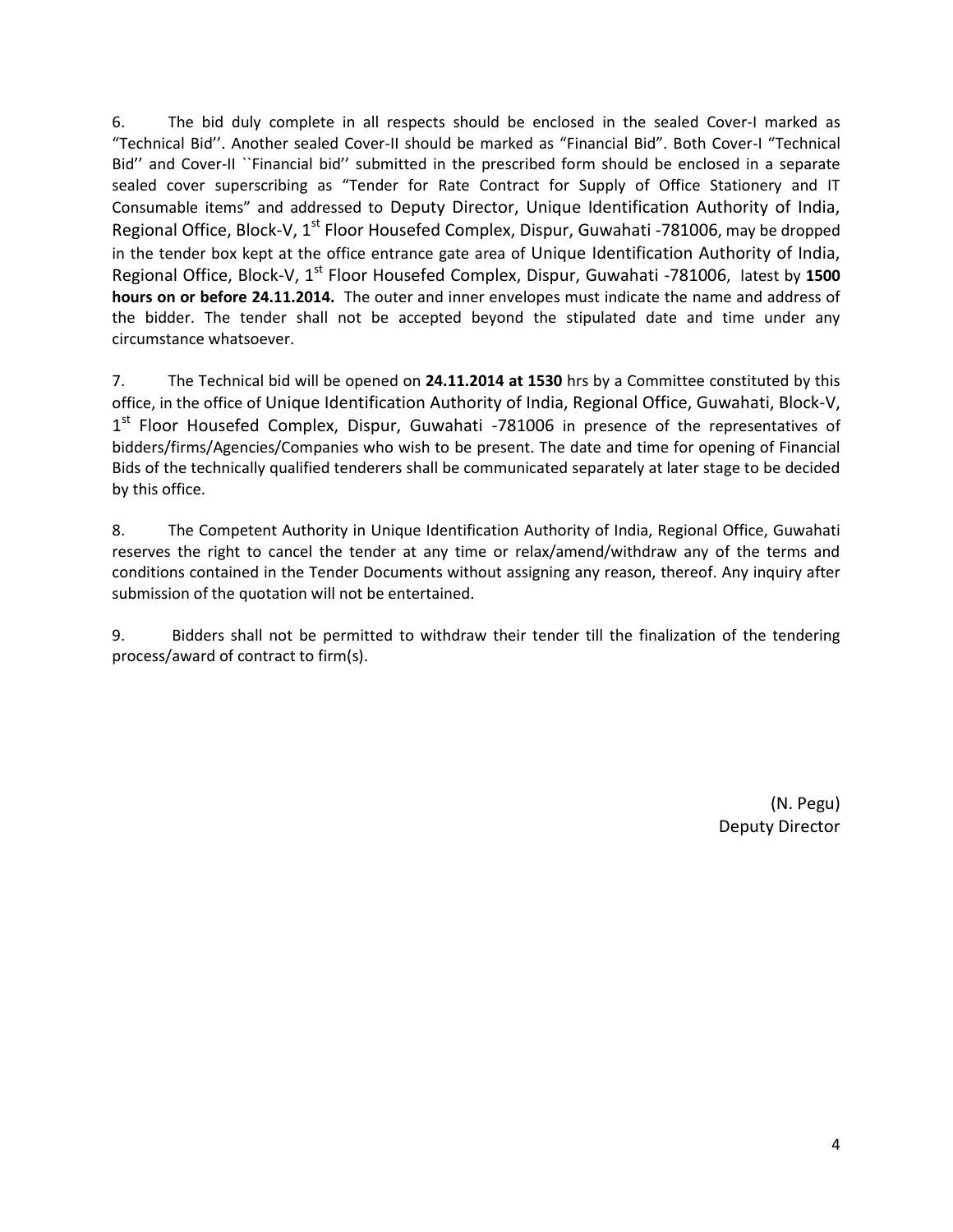6. The bid duly complete in all respects should be enclosed in the sealed Cover-I marked as "Technical Bid''. Another sealed Cover-II should be marked as "Financial Bid". Both Cover-I "Technical Bid'' and Cover-II ``Financial bid'' submitted in the prescribed form should be enclosed in a separate sealed cover superscribing as "Tender for Rate Contract for Supply of Office Stationery and IT Consumable items" and addressed to Deputy Director, Unique Identification Authority of India, Regional Office, Block-V, 1st Floor Housefed Complex, Dispur, Guwahati -781006, may be dropped in the tender box kept at the office entrance gate area of Unique Identification Authority of India, Regional Office, Block-V, 1st Floor Housefed Complex, Dispur, Guwahati -781006, latest by **1500 hours on or before 24.11.2014.** The outer and inner envelopes must indicate the name and address of the bidder. The tender shall not be accepted beyond the stipulated date and time under any circumstance whatsoever.

7. The Technical bid will be opened on **24.11.2014 at 1530** hrs by a Committee constituted by this office, in the office of Unique Identification Authority of India, Regional Office, Guwahati, Block-V, 1st Floor Housefed Complex, Dispur, Guwahati -781006 in presence of the representatives of bidders/firms/Agencies/Companies who wish to be present. The date and time for opening of Financial Bids of the technically qualified tenderers shall be communicated separately at later stage to be decided by this office.

8. The Competent Authority in Unique Identification Authority of India, Regional Office, Guwahati reserves the right to cancel the tender at any time or relax/amend/withdraw any of the terms and conditions contained in the Tender Documents without assigning any reason, thereof. Any inquiry after submission of the quotation will not be entertained.

9. Bidders shall not be permitted to withdraw their tender till the finalization of the tendering process/award of contract to firm(s).

(N. Pegu)
Deputy Director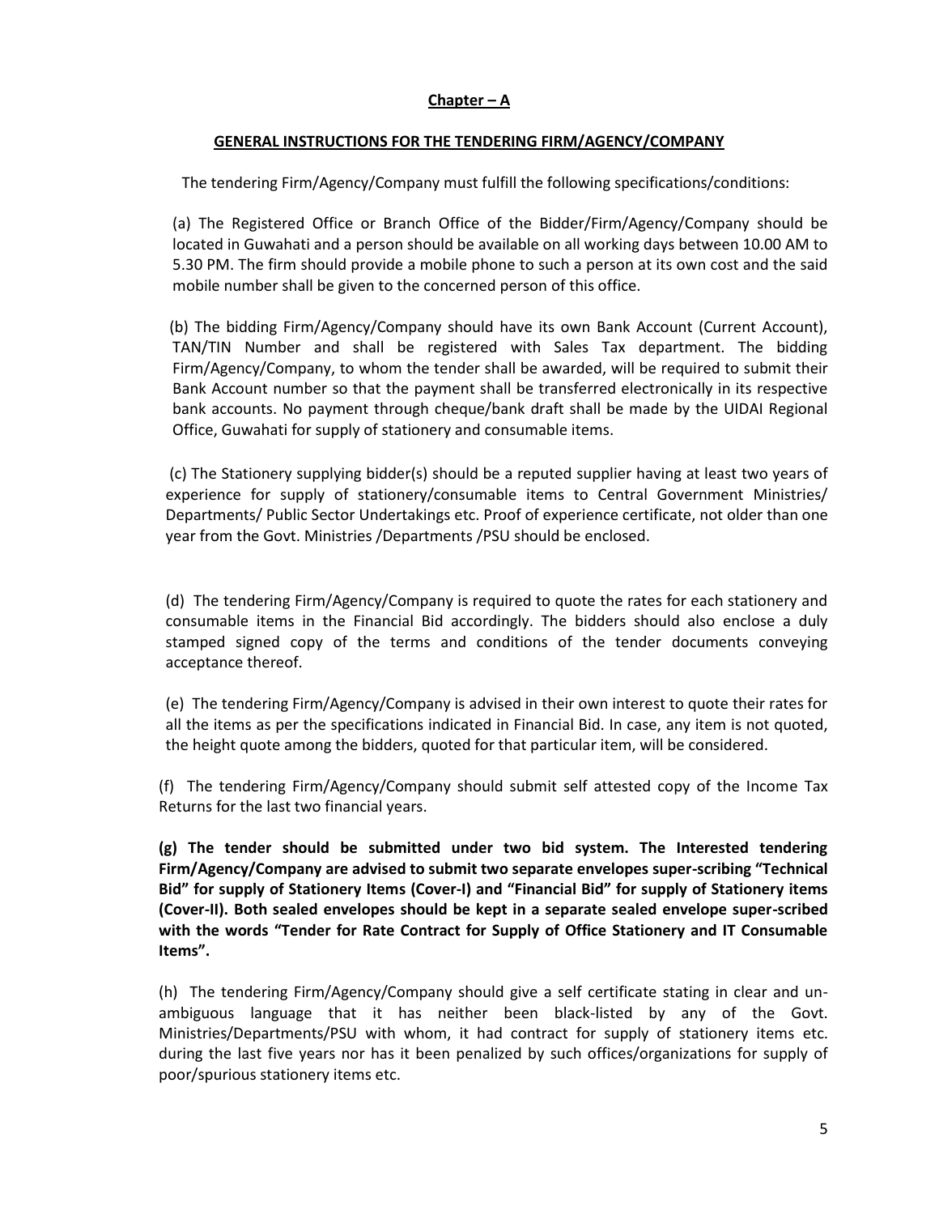**Chapter – A**

**GENERAL INSTRUCTIONS FOR THE TENDERING FIRM/AGENCY/COMPANY**

The tendering Firm/Agency/Company must fulfill the following specifications/conditions:

(a) The Registered Office or Branch Office of the Bidder/Firm/Agency/Company should be located in Guwahati and a person should be available on all working days between 10.00 AM to 5.30 PM. The firm should provide a mobile phone to such a person at its own cost and the said mobile number shall be given to the concerned person of this office.

(b) The bidding Firm/Agency/Company should have its own Bank Account (Current Account), TAN/TIN Number and shall be registered with Sales Tax department. The bidding Firm/Agency/Company, to whom the tender shall be awarded, will be required to submit their Bank Account number so that the payment shall be transferred electronically in its respective bank accounts. No payment through cheque/bank draft shall be made by the UIDAI Regional Office, Guwahati for supply of stationery and consumable items.

(c) The Stationery supplying bidder(s) should be a reputed supplier having at least two years of experience for supply of stationery/consumable items to Central Government Ministries/ Departments/ Public Sector Undertakings etc. Proof of experience certificate, not older than one year from the Govt. Ministries /Departments /PSU should be enclosed.

(d) The tendering Firm/Agency/Company is required to quote the rates for each stationery and consumable items in the Financial Bid accordingly. The bidders should also enclose a duly stamped signed copy of the terms and conditions of the tender documents conveying acceptance thereof.

(e) The tendering Firm/Agency/Company is advised in their own interest to quote their rates for all the items as per the specifications indicated in Financial Bid. In case, any item is not quoted, the height quote among the bidders, quoted for that particular item, will be considered.

(f) The tendering Firm/Agency/Company should submit self attested copy of the Income Tax Returns for the last two financial years.

**(g) The tender should be submitted under two bid system. The Interested tendering Firm/Agency/Company are advised to submit two separate envelopes super-scribing "Technical Bid" for supply of Stationery Items (Cover-I) and "Financial Bid" for supply of Stationery items (Cover-II). Both sealed envelopes should be kept in a separate sealed envelope super-scribed with the words "Tender for Rate Contract for Supply of Office Stationery and IT Consumable Items".**

(h) The tendering Firm/Agency/Company should give a self certificate stating in clear and un-ambiguous language that it has neither been black-listed by any of the Govt. Ministries/Departments/PSU with whom, it had contract for supply of stationery items etc. during the last five years nor has it been penalized by such offices/organizations for supply of poor/spurious stationery items etc.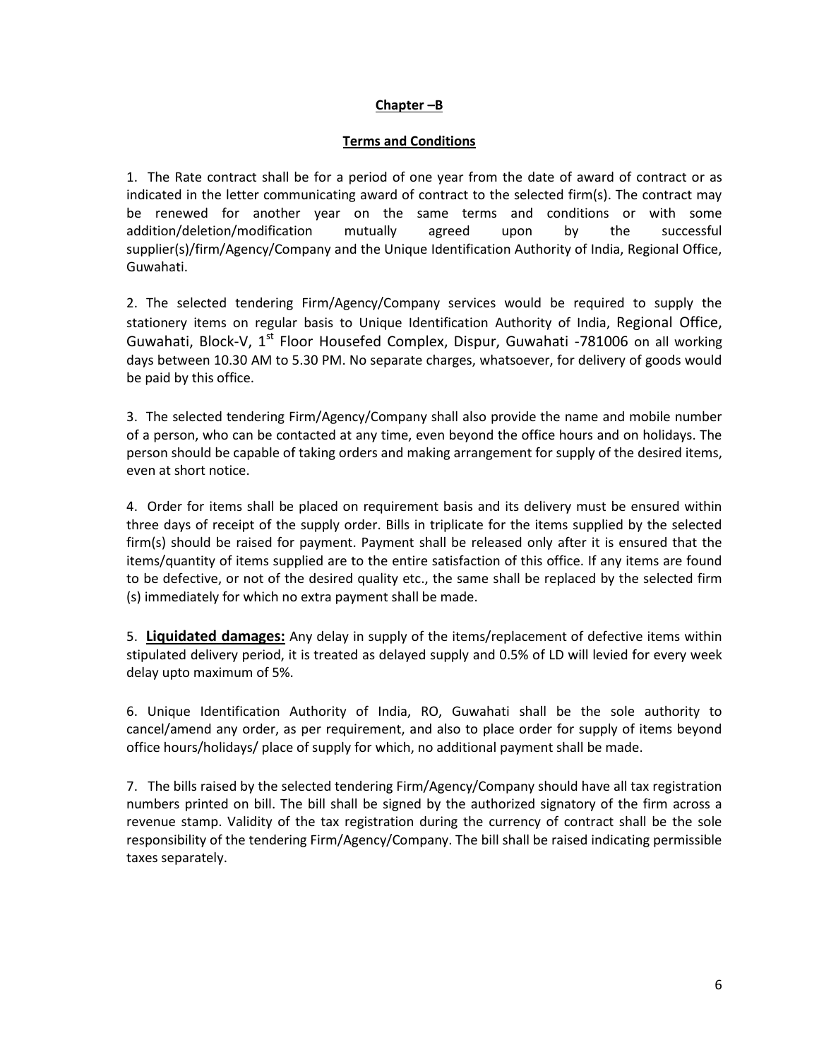## Chapter –B

### Terms and Conditions

1. The Rate contract shall be for a period of one year from the date of award of contract or as indicated in the letter communicating award of contract to the selected firm(s). The contract may be renewed for another year on the same terms and conditions or with some addition/deletion/modification mutually agreed upon by the successful supplier(s)/firm/Agency/Company and the Unique Identification Authority of India, Regional Office, Guwahati.

2. The selected tendering Firm/Agency/Company services would be required to supply the stationery items on regular basis to Unique Identification Authority of India, Regional Office, Guwahati, Block-V, 1st Floor Housefed Complex, Dispur, Guwahati -781006 on all working days between 10.30 AM to 5.30 PM. No separate charges, whatsoever, for delivery of goods would be paid by this office.

3. The selected tendering Firm/Agency/Company shall also provide the name and mobile number of a person, who can be contacted at any time, even beyond the office hours and on holidays. The person should be capable of taking orders and making arrangement for supply of the desired items, even at short notice.

4. Order for items shall be placed on requirement basis and its delivery must be ensured within three days of receipt of the supply order. Bills in triplicate for the items supplied by the selected firm(s) should be raised for payment. Payment shall be released only after it is ensured that the items/quantity of items supplied are to the entire satisfaction of this office. If any items are found to be defective, or not of the desired quality etc., the same shall be replaced by the selected firm (s) immediately for which no extra payment shall be made.

5. **Liquidated damages:** Any delay in supply of the items/replacement of defective items within stipulated delivery period, it is treated as delayed supply and 0.5% of LD will levied for every week delay upto maximum of 5%.

6. Unique Identification Authority of India, RO, Guwahati shall be the sole authority to cancel/amend any order, as per requirement, and also to place order for supply of items beyond office hours/holidays/ place of supply for which, no additional payment shall be made.

7. The bills raised by the selected tendering Firm/Agency/Company should have all tax registration numbers printed on bill. The bill shall be signed by the authorized signatory of the firm across a revenue stamp. Validity of the tax registration during the currency of contract shall be the sole responsibility of the tendering Firm/Agency/Company. The bill shall be raised indicating permissible taxes separately.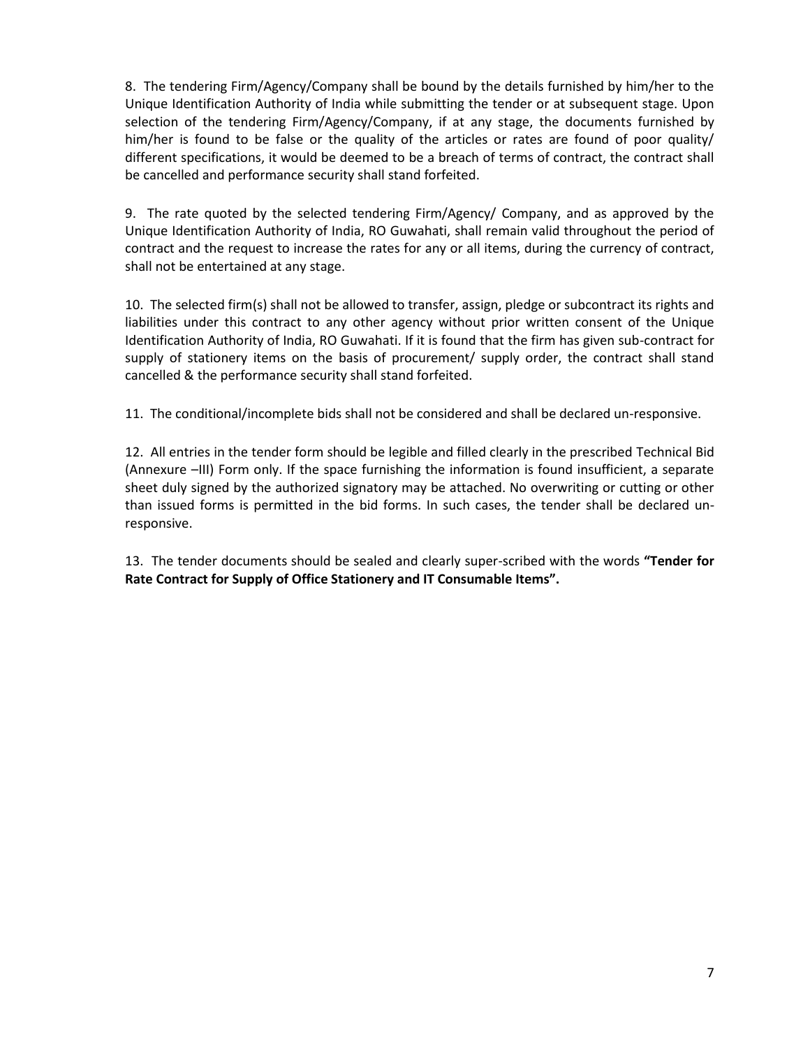8. The tendering Firm/Agency/Company shall be bound by the details furnished by him/her to the Unique Identification Authority of India while submitting the tender or at subsequent stage. Upon selection of the tendering Firm/Agency/Company, if at any stage, the documents furnished by him/her is found to be false or the quality of the articles or rates are found of poor quality/ different specifications, it would be deemed to be a breach of terms of contract, the contract shall be cancelled and performance security shall stand forfeited.

9. The rate quoted by the selected tendering Firm/Agency/ Company, and as approved by the Unique Identification Authority of India, RO Guwahati, shall remain valid throughout the period of contract and the request to increase the rates for any or all items, during the currency of contract, shall not be entertained at any stage.

10. The selected firm(s) shall not be allowed to transfer, assign, pledge or subcontract its rights and liabilities under this contract to any other agency without prior written consent of the Unique Identification Authority of India, RO Guwahati. If it is found that the firm has given sub-contract for supply of stationery items on the basis of procurement/ supply order, the contract shall stand cancelled & the performance security shall stand forfeited.

11. The conditional/incomplete bids shall not be considered and shall be declared un-responsive.

12. All entries in the tender form should be legible and filled clearly in the prescribed Technical Bid (Annexure –III) Form only. If the space furnishing the information is found insufficient, a separate sheet duly signed by the authorized signatory may be attached. No overwriting or cutting or other than issued forms is permitted in the bid forms. In such cases, the tender shall be declared un-responsive.

13. The tender documents should be sealed and clearly super-scribed with the words **"Tender for Rate Contract for Supply of Office Stationery and IT Consumable Items".**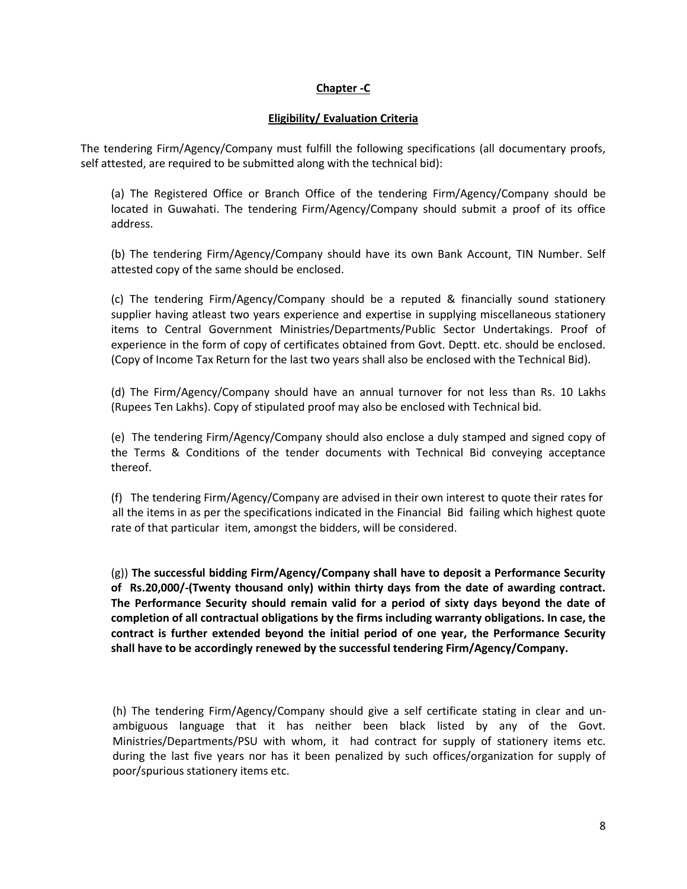**Chapter -C**

**Eligibility/ Evaluation Criteria**

The tendering Firm/Agency/Company must fulfill the following specifications (all documentary proofs, self attested, are required to be submitted along with the technical bid):

(a) The Registered Office or Branch Office of the tendering Firm/Agency/Company should be located in Guwahati. The tendering Firm/Agency/Company should submit a proof of its office address.

(b) The tendering Firm/Agency/Company should have its own Bank Account, TIN Number. Self attested copy of the same should be enclosed.

(c) The tendering Firm/Agency/Company should be a reputed & financially sound stationery supplier having atleast two years experience and expertise in supplying miscellaneous stationery items to Central Government Ministries/Departments/Public Sector Undertakings. Proof of experience in the form of copy of certificates obtained from Govt. Deptt. etc. should be enclosed. (Copy of Income Tax Return for the last two years shall also be enclosed with the Technical Bid).

(d) The Firm/Agency/Company should have an annual turnover for not less than Rs. 10 Lakhs (Rupees Ten Lakhs). Copy of stipulated proof may also be enclosed with Technical bid.

(e) The tendering Firm/Agency/Company should also enclose a duly stamped and signed copy of the Terms & Conditions of the tender documents with Technical Bid conveying acceptance thereof.

(f) The tendering Firm/Agency/Company are advised in their own interest to quote their rates for all the items in as per the specifications indicated in the Financial Bid failing which highest quote rate of that particular item, amongst the bidders, will be considered.

(g)) **The successful bidding Firm/Agency/Company shall have to deposit a Performance Security of Rs.20,000/-(Twenty thousand only) within thirty days from the date of awarding contract. The Performance Security should remain valid for a period of sixty days beyond the date of completion of all contractual obligations by the firms including warranty obligations. In case, the contract is further extended beyond the initial period of one year, the Performance Security shall have to be accordingly renewed by the successful tendering Firm/Agency/Company.**

(h) The tendering Firm/Agency/Company should give a self certificate stating in clear and un-ambiguous language that it has neither been black listed by any of the Govt. Ministries/Departments/PSU with whom, it had contract for supply of stationery items etc. during the last five years nor has it been penalized by such offices/organization for supply of poor/spurious stationery items etc.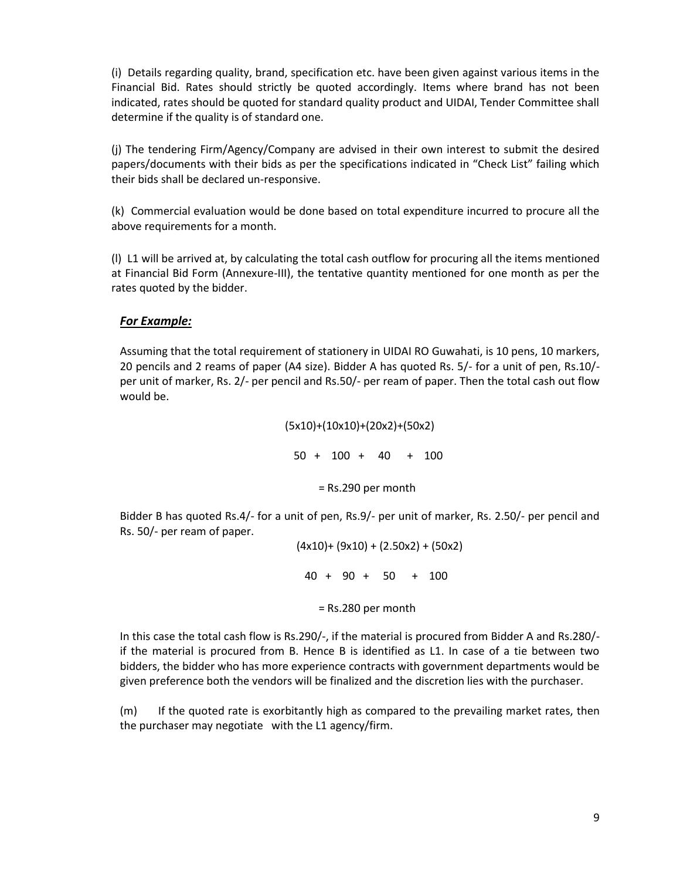(i) Details regarding quality, brand, specification etc. have been given against various items in the Financial Bid. Rates should strictly be quoted accordingly. Items where brand has not been indicated, rates should be quoted for standard quality product and UIDAI, Tender Committee shall determine if the quality is of standard one.

(j) The tendering Firm/Agency/Company are advised in their own interest to submit the desired papers/documents with their bids as per the specifications indicated in "Check List" failing which their bids shall be declared un-responsive.

(k) Commercial evaluation would be done based on total expenditure incurred to procure all the above requirements for a month.

(l) L1 will be arrived at, by calculating the total cash outflow for procuring all the items mentioned at Financial Bid Form (Annexure-III), the tentative quantity mentioned for one month as per the rates quoted by the bidder.

***For Example:***

Assuming that the total requirement of stationery in UIDAI RO Guwahati, is 10 pens, 10 markers, 20 pencils and 2 reams of paper (A4 size). Bidder A has quoted Rs. 5/- for a unit of pen, Rs.10/- per unit of marker, Rs. 2/- per pencil and Rs.50/- per ream of paper. Then the total cash out flow would be.

(5x10)+(10x10)+(20x2)+(50x2)

50 + 100 + 40 + 100

= Rs.290 per month

Bidder B has quoted Rs.4/- for a unit of pen, Rs.9/- per unit of marker, Rs. 2.50/- per pencil and Rs. 50/- per ream of paper.

(4x10)+ (9x10) + (2.50x2) + (50x2)

40 + 90 + 50 + 100

= Rs.280 per month

In this case the total cash flow is Rs.290/-, if the material is procured from Bidder A and Rs.280/- if the material is procured from B. Hence B is identified as L1. In case of a tie between two bidders, the bidder who has more experience contracts with government departments would be given preference both the vendors will be finalized and the discretion lies with the purchaser.

(m) If the quoted rate is exorbitantly high as compared to the prevailing market rates, then the purchaser may negotiate with the L1 agency/firm.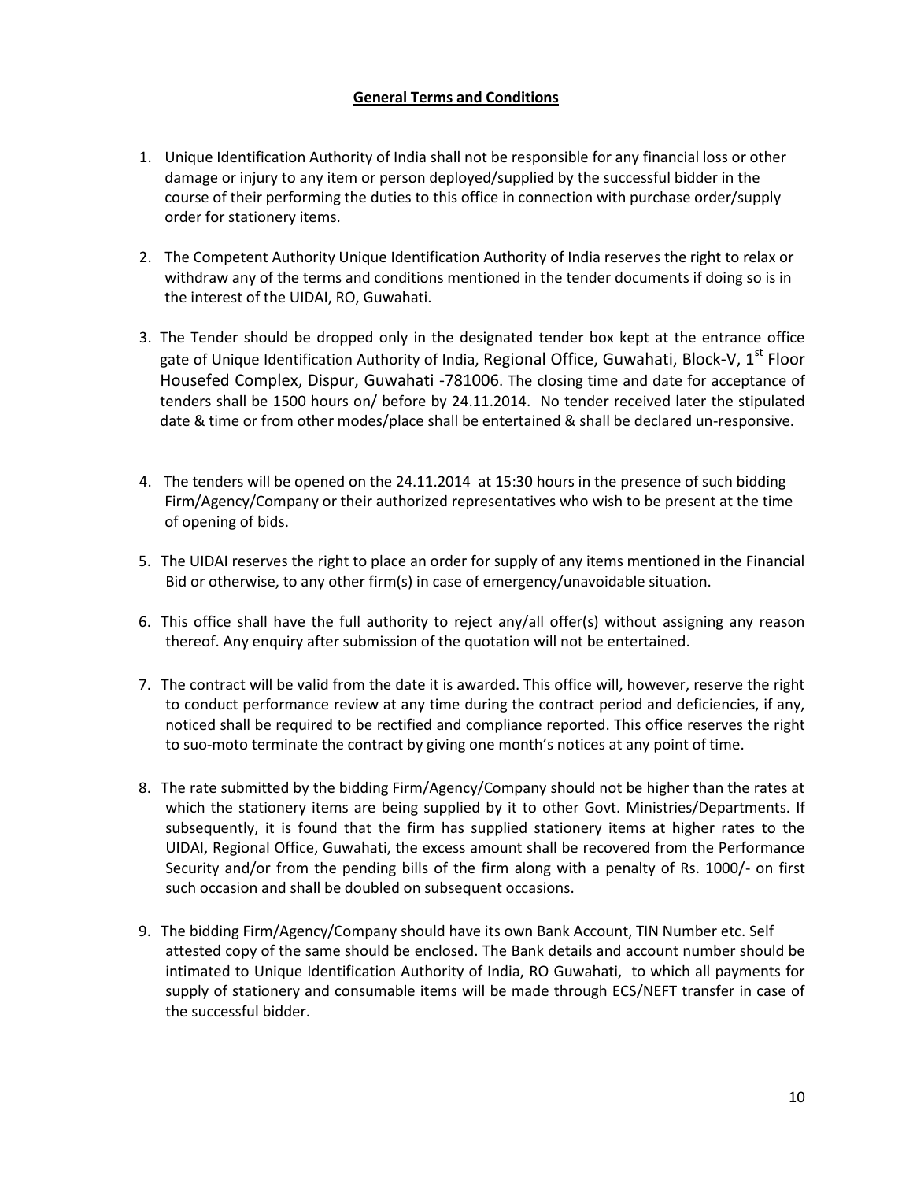## General Terms and Conditions

1. Unique Identification Authority of India shall not be responsible for any financial loss or other damage or injury to any item or person deployed/supplied by the successful bidder in the course of their performing the duties to this office in connection with purchase order/supply order for stationery items.

2. The Competent Authority Unique Identification Authority of India reserves the right to relax or withdraw any of the terms and conditions mentioned in the tender documents if doing so is in the interest of the UIDAI, RO, Guwahati.

3. The Tender should be dropped only in the designated tender box kept at the entrance office gate of Unique Identification Authority of India, Regional Office, Guwahati, Block-V, 1st Floor Housefed Complex, Dispur, Guwahati -781006. The closing time and date for acceptance of tenders shall be 1500 hours on/ before by 24.11.2014. No tender received later the stipulated date & time or from other modes/place shall be entertained & shall be declared un-responsive.

4. The tenders will be opened on the 24.11.2014 at 15:30 hours in the presence of such bidding Firm/Agency/Company or their authorized representatives who wish to be present at the time of opening of bids.

5. The UIDAI reserves the right to place an order for supply of any items mentioned in the Financial Bid or otherwise, to any other firm(s) in case of emergency/unavoidable situation.

6. This office shall have the full authority to reject any/all offer(s) without assigning any reason thereof. Any enquiry after submission of the quotation will not be entertained.

7. The contract will be valid from the date it is awarded. This office will, however, reserve the right to conduct performance review at any time during the contract period and deficiencies, if any, noticed shall be required to be rectified and compliance reported. This office reserves the right to suo-moto terminate the contract by giving one month's notices at any point of time.

8. The rate submitted by the bidding Firm/Agency/Company should not be higher than the rates at which the stationery items are being supplied by it to other Govt. Ministries/Departments. If subsequently, it is found that the firm has supplied stationery items at higher rates to the UIDAI, Regional Office, Guwahati, the excess amount shall be recovered from the Performance Security and/or from the pending bills of the firm along with a penalty of Rs. 1000/- on first such occasion and shall be doubled on subsequent occasions.

9. The bidding Firm/Agency/Company should have its own Bank Account, TIN Number etc. Self attested copy of the same should be enclosed. The Bank details and account number should be intimated to Unique Identification Authority of India, RO Guwahati, to which all payments for supply of stationery and consumable items will be made through ECS/NEFT transfer in case of the successful bidder.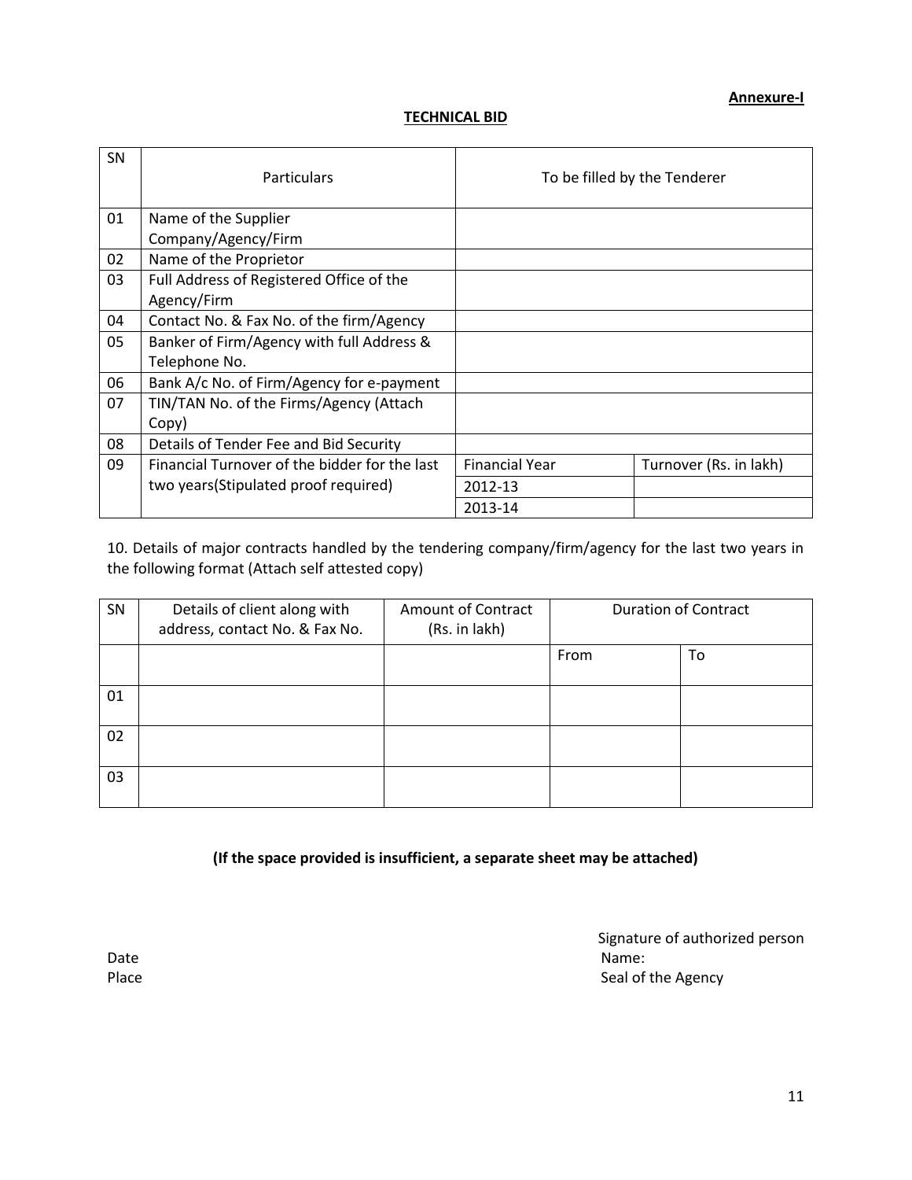**Annexure-I**

## TECHNICAL BID

| SN | Particulars | To be filled by the Tenderer | |
|---|---|---|---|
| 01 | Name of the Supplier Company/Agency/Firm | | |
| 02 | Name of the Proprietor | | |
| 03 | Full Address of Registered Office of the Agency/Firm | | |
| 04 | Contact No. & Fax No. of the firm/Agency | | |
| 05 | Banker of Firm/Agency with full Address & Telephone No. | | |
| 06 | Bank A/c No. of Firm/Agency for e-payment | | |
| 07 | TIN/TAN No. of the Firms/Agency (Attach Copy) | | |
| 08 | Details of Tender Fee and Bid Security | | |
| 09 | Financial Turnover of the bidder for the last two years(Stipulated proof required) | Financial Year | Turnover (Rs. in lakh) |
| | | 2012-13 | |
| | | 2013-14 | |

10. Details of major contracts handled by the tendering company/firm/agency for the last two years in the following format (Attach self attested copy)

| SN | Details of client along with address, contact No. & Fax No. | Amount of Contract (Rs. in lakh) | Duration of Contract | |
|---|---|---|---|---|
| | | | From | To |
| 01 | | | | |
| 02 | | | | |
| 03 | | | | |

**(If the space provided is insufficient, a separate sheet may be attached)**

Signature of authorized person

Date

Name:

Place

Seal of the Agency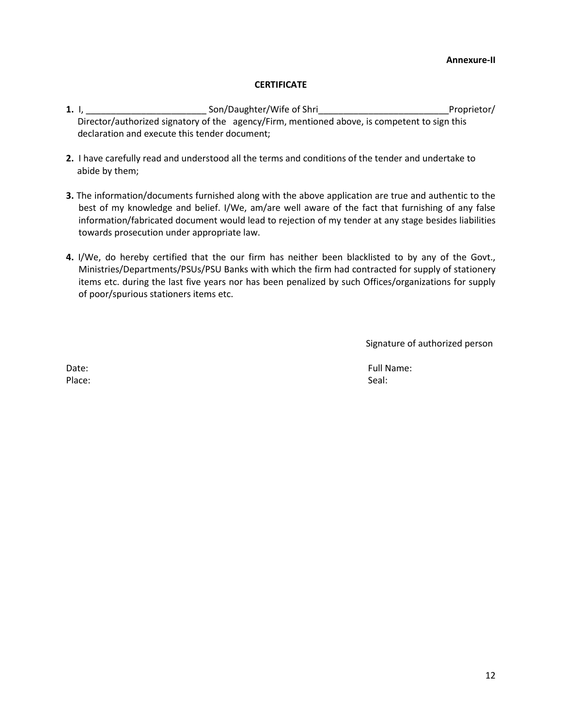**Annexure-II**

## CERTIFICATE

**1.** I, ________________________ Son/Daughter/Wife of Shri__________________________Proprietor/ Director/authorized signatory of the agency/Firm, mentioned above, is competent to sign this declaration and execute this tender document;

**2.** I have carefully read and understood all the terms and conditions of the tender and undertake to abide by them;

**3.** The information/documents furnished along with the above application are true and authentic to the best of my knowledge and belief. I/We, am/are well aware of the fact that furnishing of any false information/fabricated document would lead to rejection of my tender at any stage besides liabilities towards prosecution under appropriate law.

**4.** I/We, do hereby certified that the our firm has neither been blacklisted to by any of the Govt., Ministries/Departments/PSUs/PSU Banks with which the firm had contracted for supply of stationery items etc. during the last five years nor has been penalized by such Offices/organizations for supply of poor/spurious stationers items etc.

Signature of authorized person

Date:

Place:

Full Name:

Seal: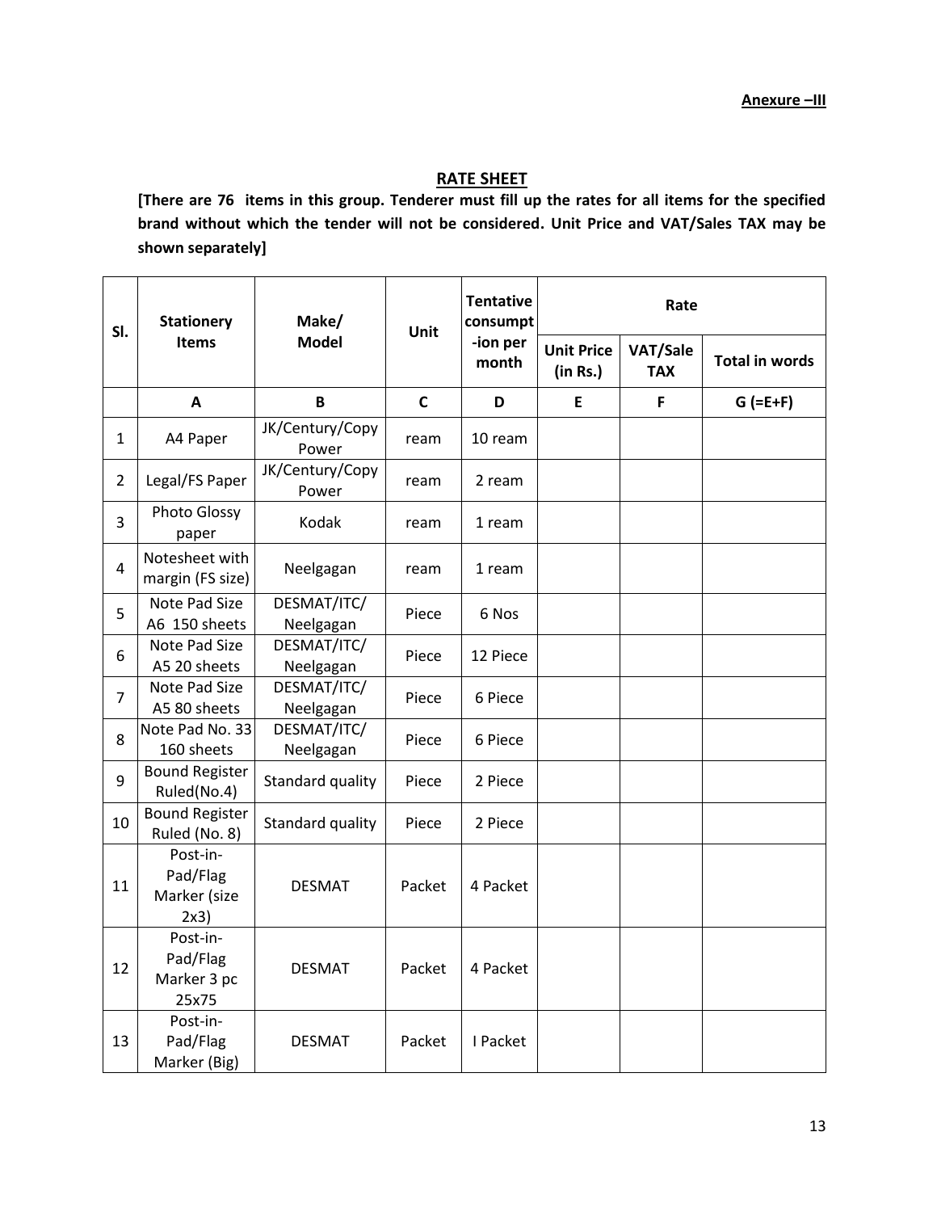**Anexure –III**

## RATE SHEET

**[There are 76 items in this group. Tenderer must fill up the rates for all items for the specified brand without which the tender will not be considered. Unit Price and VAT/Sales TAX may be shown separately]**

| Sl. | Stationery Items | Make/ Model | Unit | Tentative consumpt -ion per month | Rate | | |
|---|---|---|---|---|---|---|---|
| | | | | | Unit Price (in Rs.) | VAT/Sale TAX | Total in words |
| | A | B | C | D | E | F | G (=E+F) |
| 1 | A4 Paper | JK/Century/Copy Power | ream | 10 ream | | | |
| 2 | Legal/FS Paper | JK/Century/Copy Power | ream | 2 ream | | | |
| 3 | Photo Glossy paper | Kodak | ream | 1 ream | | | |
| 4 | Notesheet with margin (FS size) | Neelgagan | ream | 1 ream | | | |
| 5 | Note Pad Size A6 150 sheets | DESMAT/ITC/ Neelgagan | Piece | 6 Nos | | | |
| 6 | Note Pad Size A5 20 sheets | DESMAT/ITC/ Neelgagan | Piece | 12 Piece | | | |
| 7 | Note Pad Size A5 80 sheets | DESMAT/ITC/ Neelgagan | Piece | 6 Piece | | | |
| 8 | Note Pad No. 33 160 sheets | DESMAT/ITC/ Neelgagan | Piece | 6 Piece | | | |
| 9 | Bound Register Ruled(No.4) | Standard quality | Piece | 2 Piece | | | |
| 10 | Bound Register Ruled (No. 8) | Standard quality | Piece | 2 Piece | | | |
| 11 | Post-in-Pad/Flag Marker (size 2x3) | DESMAT | Packet | 4 Packet | | | |
| 12 | Post-in-Pad/Flag Marker 3 pc 25x75 | DESMAT | Packet | 4 Packet | | | |
| 13 | Post-in-Pad/Flag Marker (Big) | DESMAT | Packet | I Packet | | | |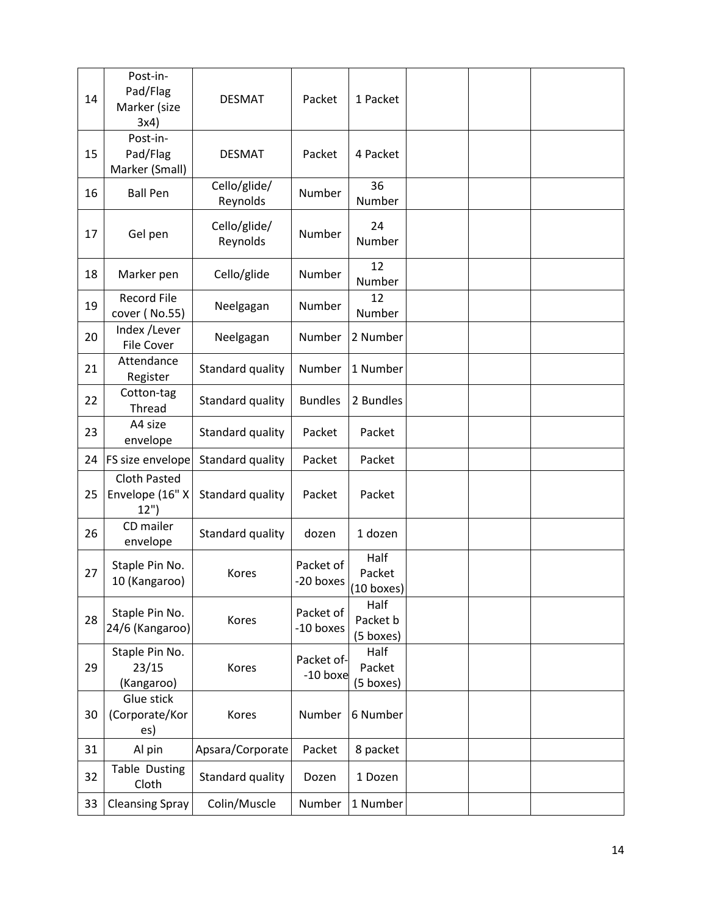| 14 | Post-in-Pad/Flag Marker (size 3x4) | DESMAT | Packet | 1 Packet | | | |
|---|---|---|---|---|---|---|---|
| 15 | Post-in-Pad/Flag Marker (Small) | DESMAT | Packet | 4 Packet | | | |
| 16 | Ball Pen | Cello/glide/ Reynolds | Number | 36 Number | | | |
| 17 | Gel pen | Cello/glide/ Reynolds | Number | 24 Number | | | |
| 18 | Marker pen | Cello/glide | Number | 12 Number | | | |
| 19 | Record File cover ( No.55) | Neelgagan | Number | 12 Number | | | |
| 20 | Index /Lever File Cover | Neelgagan | Number | 2 Number | | | |
| 21 | Attendance Register | Standard quality | Number | 1 Number | | | |
| 22 | Cotton-tag Thread | Standard quality | Bundles | 2 Bundles | | | |
| 23 | A4 size envelope | Standard quality | Packet | Packet | | | |
| 24 | FS size envelope | Standard quality | Packet | Packet | | | |
| 25 | Cloth Pasted Envelope (16" X 12") | Standard quality | Packet | Packet | | | |
| 26 | CD mailer envelope | Standard quality | dozen | 1 dozen | | | |
| 27 | Staple Pin No. 10 (Kangaroo) | Kores | Packet of -20 boxes | Half Packet (10 boxes) | | | |
| 28 | Staple Pin No. 24/6 (Kangaroo) | Kores | Packet of -10 boxes | Half Packet b (5 boxes) | | | |
| 29 | Staple Pin No. 23/15 (Kangaroo) | Kores | Packet of- -10 boxe | Half Packet (5 boxes) | | | |
| 30 | Glue stick (Corporate/Kores) | Kores | Number | 6 Number | | | |
| 31 | Al pin | Apsara/Corporate | Packet | 8 packet | | | |
| 32 | Table Dusting Cloth | Standard quality | Dozen | 1 Dozen | | | |
| 33 | Cleansing Spray | Colin/Muscle | Number | 1 Number | | | |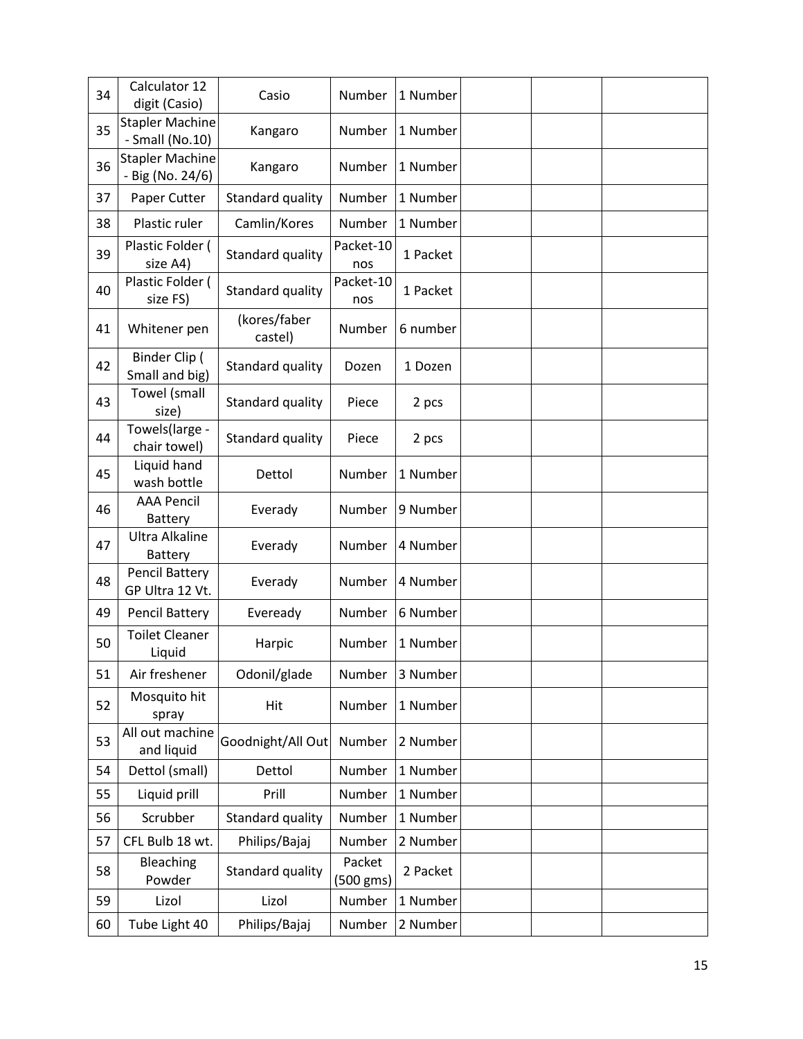| 34 | Calculator 12 digit (Casio) | Casio | Number | 1 Number | | | |
|---|---|---|---|---|---|---|---|
| 35 | Stapler Machine - Small (No.10) | Kangaro | Number | 1 Number | | | |
| 36 | Stapler Machine - Big (No. 24/6) | Kangaro | Number | 1 Number | | | |
| 37 | Paper Cutter | Standard quality | Number | 1 Number | | | |
| 38 | Plastic ruler | Camlin/Kores | Number | 1 Number | | | |
| 39 | Plastic Folder ( size A4) | Standard quality | Packet-10 nos | 1 Packet | | | |
| 40 | Plastic Folder ( size FS) | Standard quality | Packet-10 nos | 1 Packet | | | |
| 41 | Whitener pen | (kores/faber castel) | Number | 6 number | | | |
| 42 | Binder Clip ( Small and big) | Standard quality | Dozen | 1 Dozen | | | |
| 43 | Towel (small size) | Standard quality | Piece | 2 pcs | | | |
| 44 | Towels(large - chair towel) | Standard quality | Piece | 2 pcs | | | |
| 45 | Liquid hand wash bottle | Dettol | Number | 1 Number | | | |
| 46 | AAA Pencil Battery | Everady | Number | 9 Number | | | |
| 47 | Ultra Alkaline Battery | Everady | Number | 4 Number | | | |
| 48 | Pencil Battery GP Ultra 12 Vt. | Everady | Number | 4 Number | | | |
| 49 | Pencil Battery | Eveready | Number | 6 Number | | | |
| 50 | Toilet Cleaner Liquid | Harpic | Number | 1 Number | | | |
| 51 | Air freshener | Odonil/glade | Number | 3 Number | | | |
| 52 | Mosquito hit spray | Hit | Number | 1 Number | | | |
| 53 | All out machine and liquid | Goodnight/All Out | Number | 2 Number | | | |
| 54 | Dettol (small) | Dettol | Number | 1 Number | | | |
| 55 | Liquid prill | Prill | Number | 1 Number | | | |
| 56 | Scrubber | Standard quality | Number | 1 Number | | | |
| 57 | CFL Bulb 18 wt. | Philips/Bajaj | Number | 2 Number | | | |
| 58 | Bleaching Powder | Standard quality | Packet (500 gms) | 2 Packet | | | |
| 59 | Lizol | Lizol | Number | 1 Number | | | |
| 60 | Tube Light 40 | Philips/Bajaj | Number | 2 Number | | | |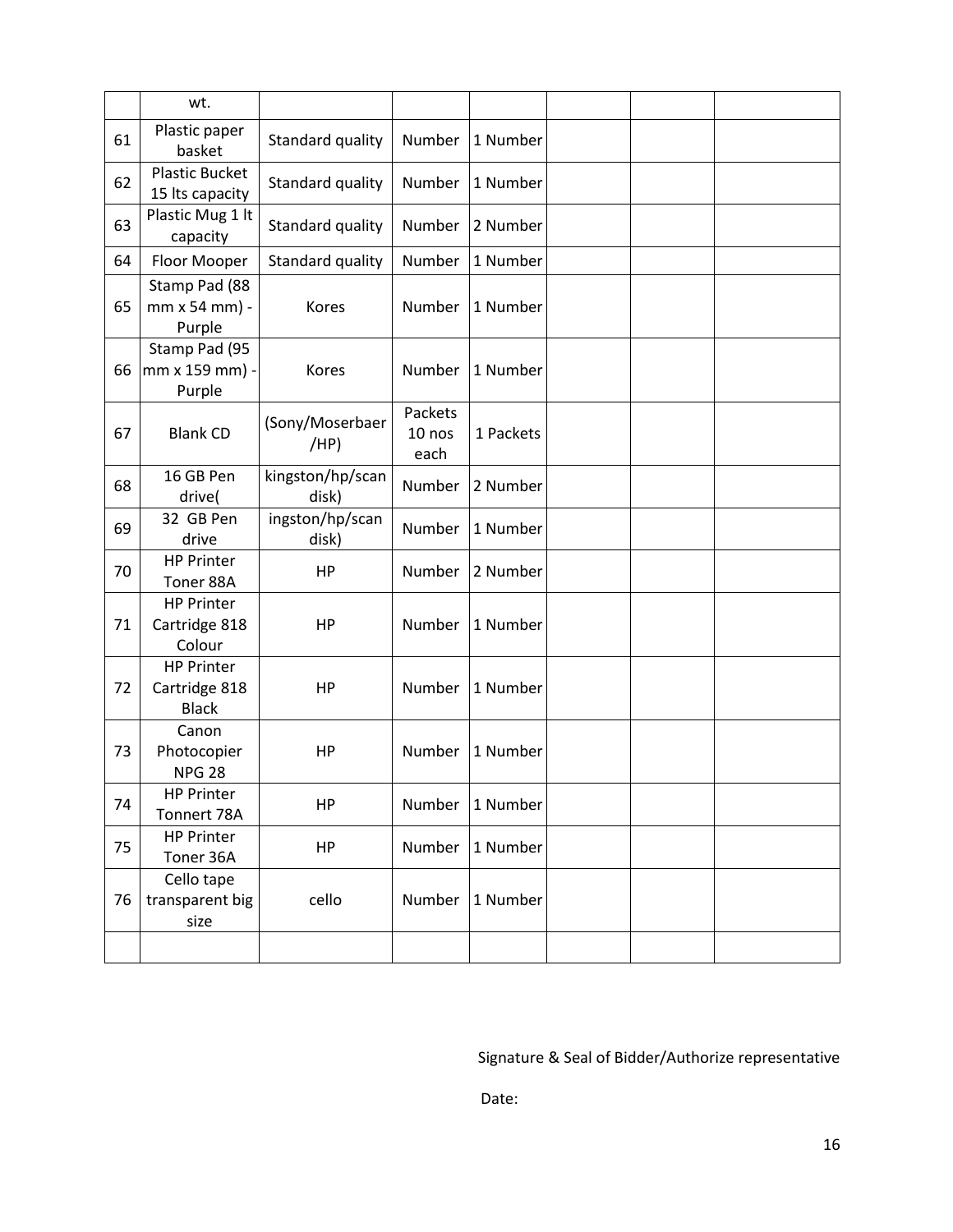| | | | | | | | |
|---|---|---|---|---|---|---|---|
| | wt. | | | | | | |
| 61 | Plastic paper basket | Standard quality | Number | 1 Number | | | |
| 62 | Plastic Bucket 15 lts capacity | Standard quality | Number | 1 Number | | | |
| 63 | Plastic Mug 1 lt capacity | Standard quality | Number | 2 Number | | | |
| 64 | Floor Mooper | Standard quality | Number | 1 Number | | | |
| 65 | Stamp Pad (88 mm x 54 mm) - Purple | Kores | Number | 1 Number | | | |
| 66 | Stamp Pad (95 mm x 159 mm) - Purple | Kores | Number | 1 Number | | | |
| 67 | Blank CD | (Sony/Moserbaer /HP) | Packets 10 nos each | 1 Packets | | | |
| 68 | 16 GB Pen drive( | kingston/hp/scan disk) | Number | 2 Number | | | |
| 69 | 32 GB Pen drive | ingston/hp/scan disk) | Number | 1 Number | | | |
| 70 | HP Printer Toner 88A | HP | Number | 2 Number | | | |
| 71 | HP Printer Cartridge 818 Colour | HP | Number | 1 Number | | | |
| 72 | HP Printer Cartridge 818 Black | HP | Number | 1 Number | | | |
| 73 | Canon Photocopier NPG 28 | HP | Number | 1 Number | | | |
| 74 | HP Printer Tonnert 78A | HP | Number | 1 Number | | | |
| 75 | HP Printer Toner 36A | HP | Number | 1 Number | | | |
| 76 | Cello tape transparent big size | cello | Number | 1 Number | | | |
| | | | | | | | |

Signature & Seal of Bidder/Authorize representative

Date: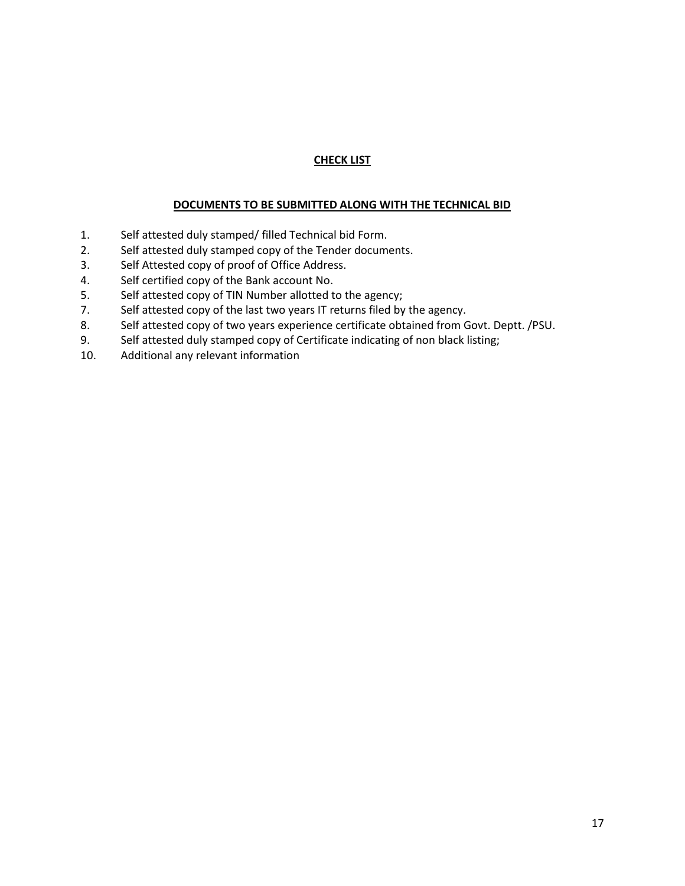**CHECK LIST**

**DOCUMENTS TO BE SUBMITTED ALONG WITH THE TECHNICAL BID**

1. Self attested duly stamped/ filled Technical bid Form.
2. Self attested duly stamped copy of the Tender documents.
3. Self Attested copy of proof of Office Address.
4. Self certified copy of the Bank account No.
5. Self attested copy of TIN Number allotted to the agency;
7. Self attested copy of the last two years IT returns filed by the agency.
8. Self attested copy of two years experience certificate obtained from Govt. Deptt. /PSU.
9. Self attested duly stamped copy of Certificate indicating of non black listing;
10. Additional any relevant information